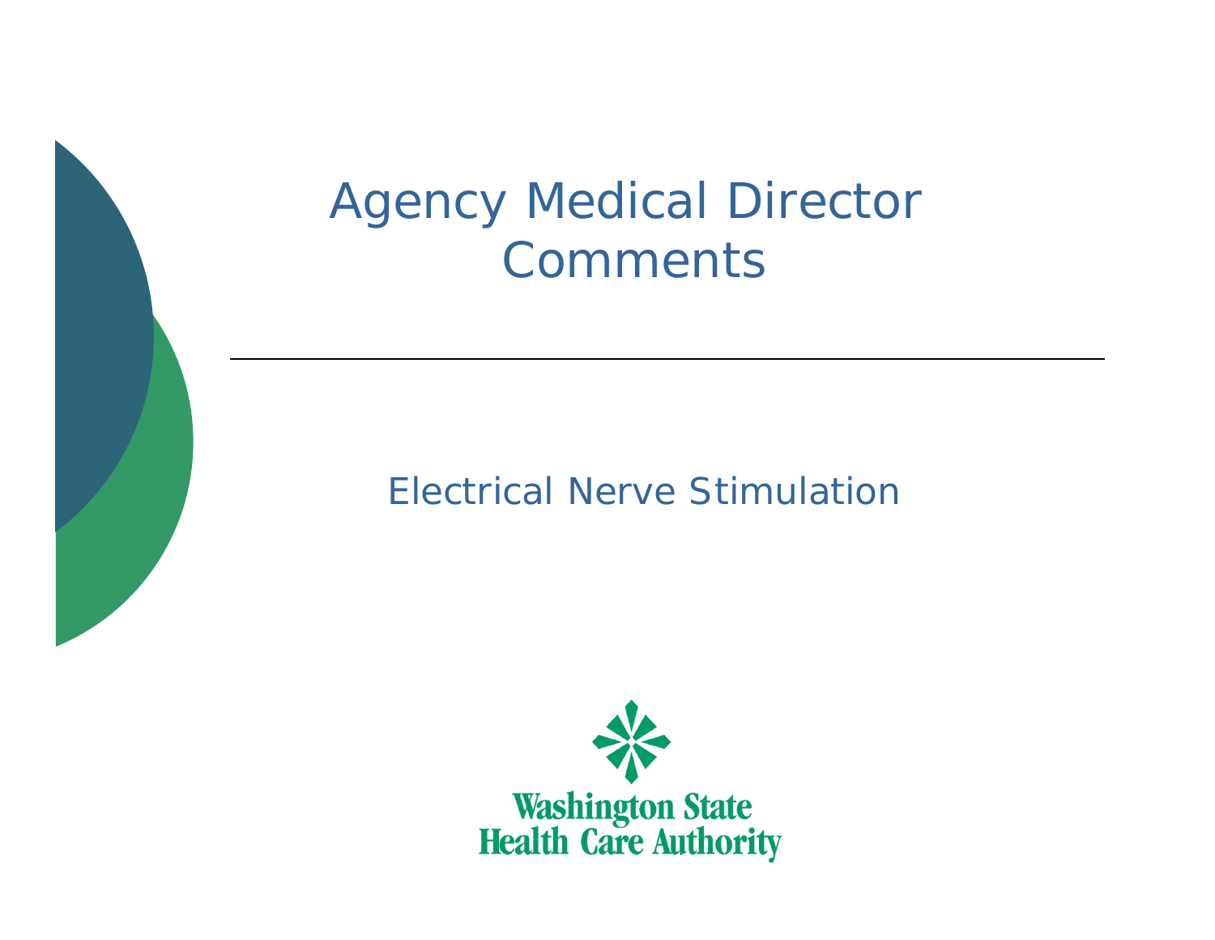# Agency Medical Director Comments

---

## Electrical Nerve Stimulation

Washington State Health Care Authority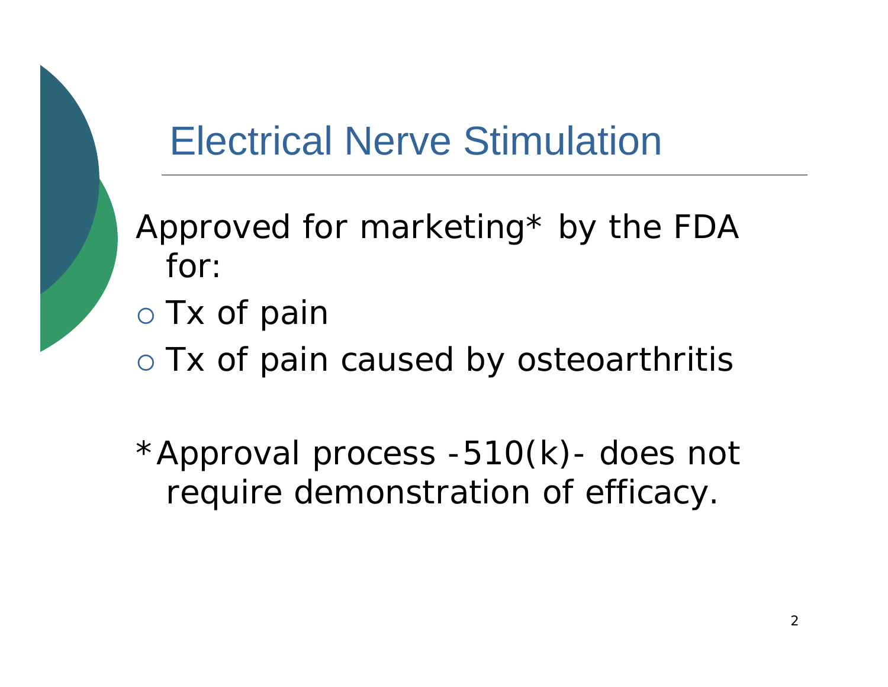# Electrical Nerve Stimulation

Approved for marketing* by the FDA for:

- Tx of pain
- Tx of pain caused by osteoarthritis

*Approval process -510(k)- does not require demonstration of efficacy.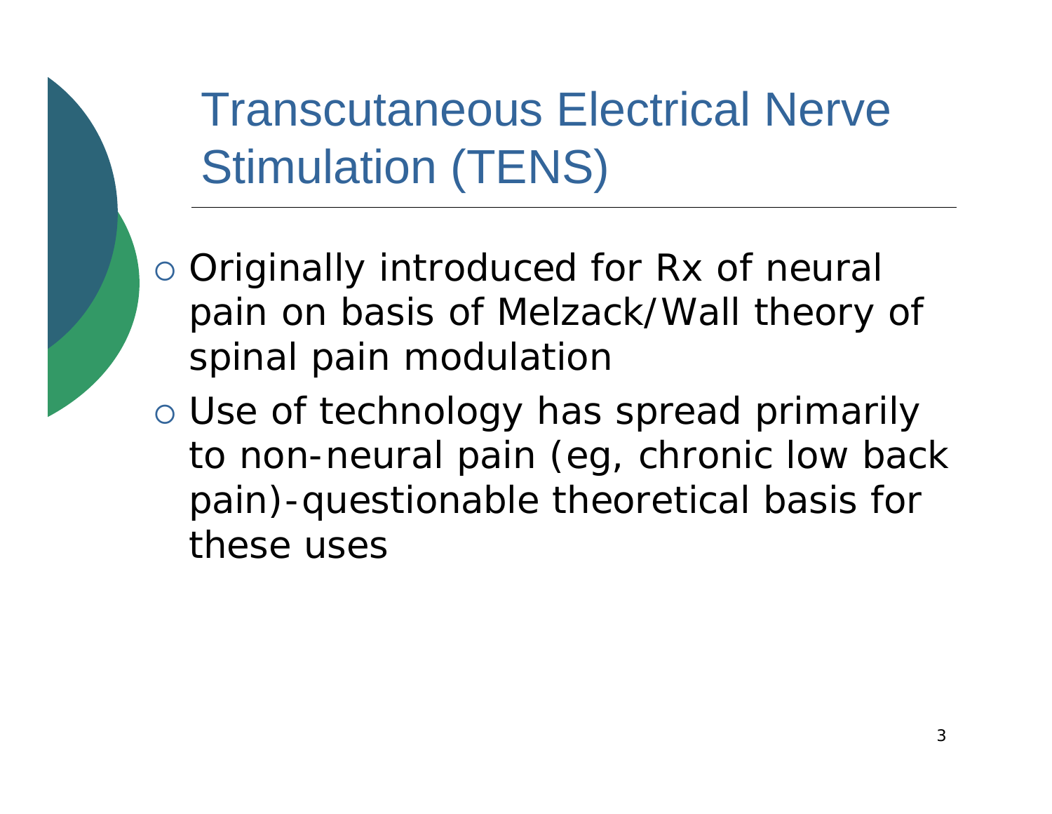# Transcutaneous Electrical Nerve Stimulation (TENS)

- Originally introduced for Rx of neural pain on basis of Melzack/Wall theory of spinal pain modulation
- Use of technology has spread primarily to non-neural pain (eg, chronic low back pain)-questionable theoretical basis for these uses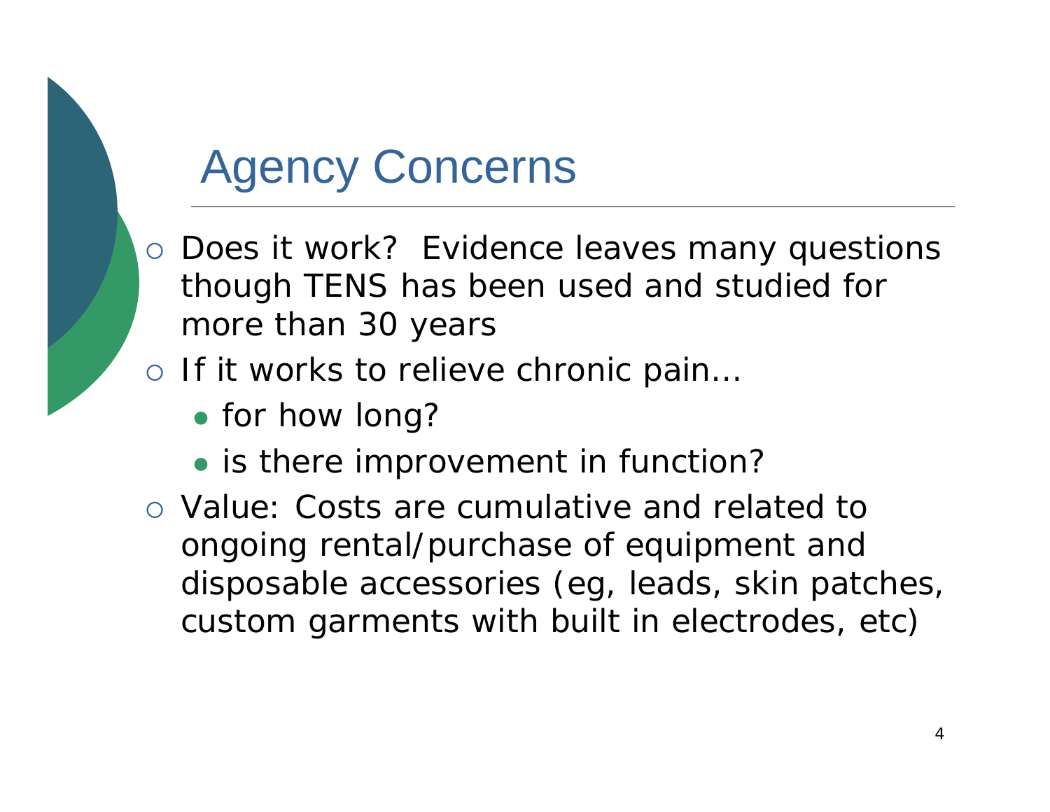# Agency Concerns

- Does it work? Evidence leaves many questions though TENS has been used and studied for more than 30 years
- If it works to relieve chronic pain…
  - for how long?
  - is there improvement in function?
- Value: Costs are cumulative and related to ongoing rental/purchase of equipment and disposable accessories (eg, leads, skin patches, custom garments with built in electrodes, etc)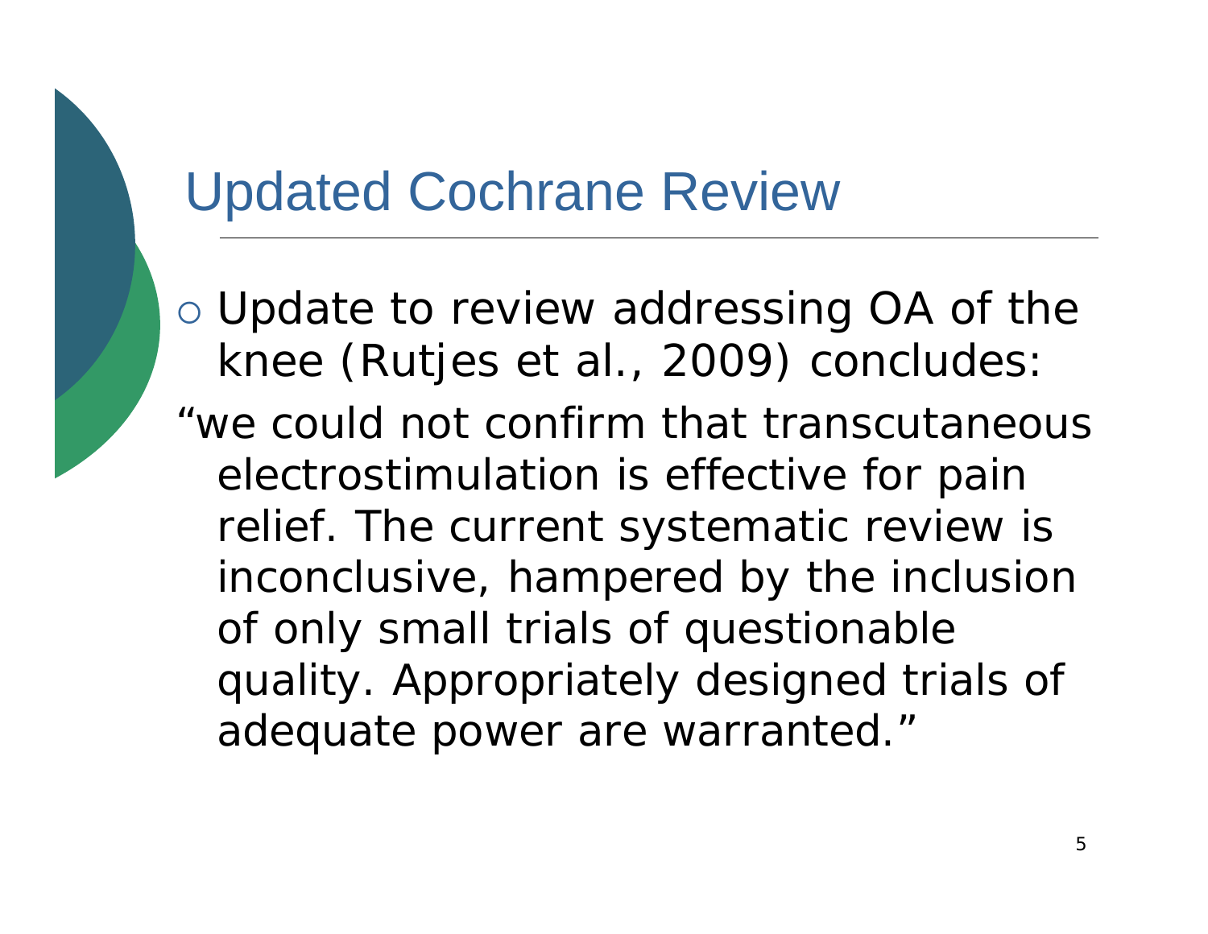# Updated Cochrane Review

- Update to review addressing OA of the knee (Rutjes et al., 2009) concludes:

"we could not confirm that transcutaneous electrostimulation is effective for pain relief. The current systematic review is inconclusive, hampered by the inclusion of only small trials of questionable quality. Appropriately designed trials of adequate power are warranted."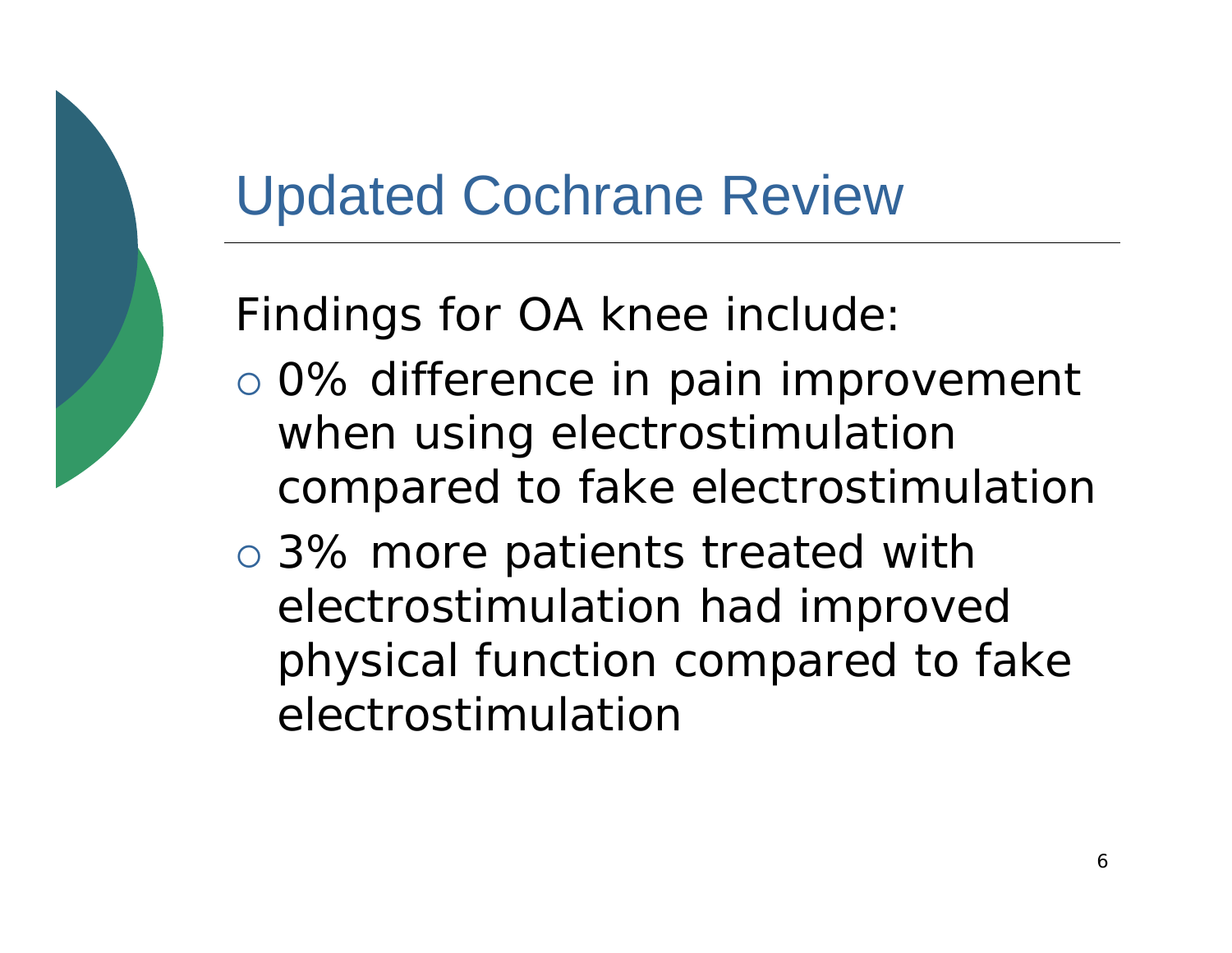# Updated Cochrane Review

Findings for OA knee include:

- 0% difference in pain improvement when using electrostimulation compared to fake electrostimulation
- 3% more patients treated with electrostimulation had improved physical function compared to fake electrostimulation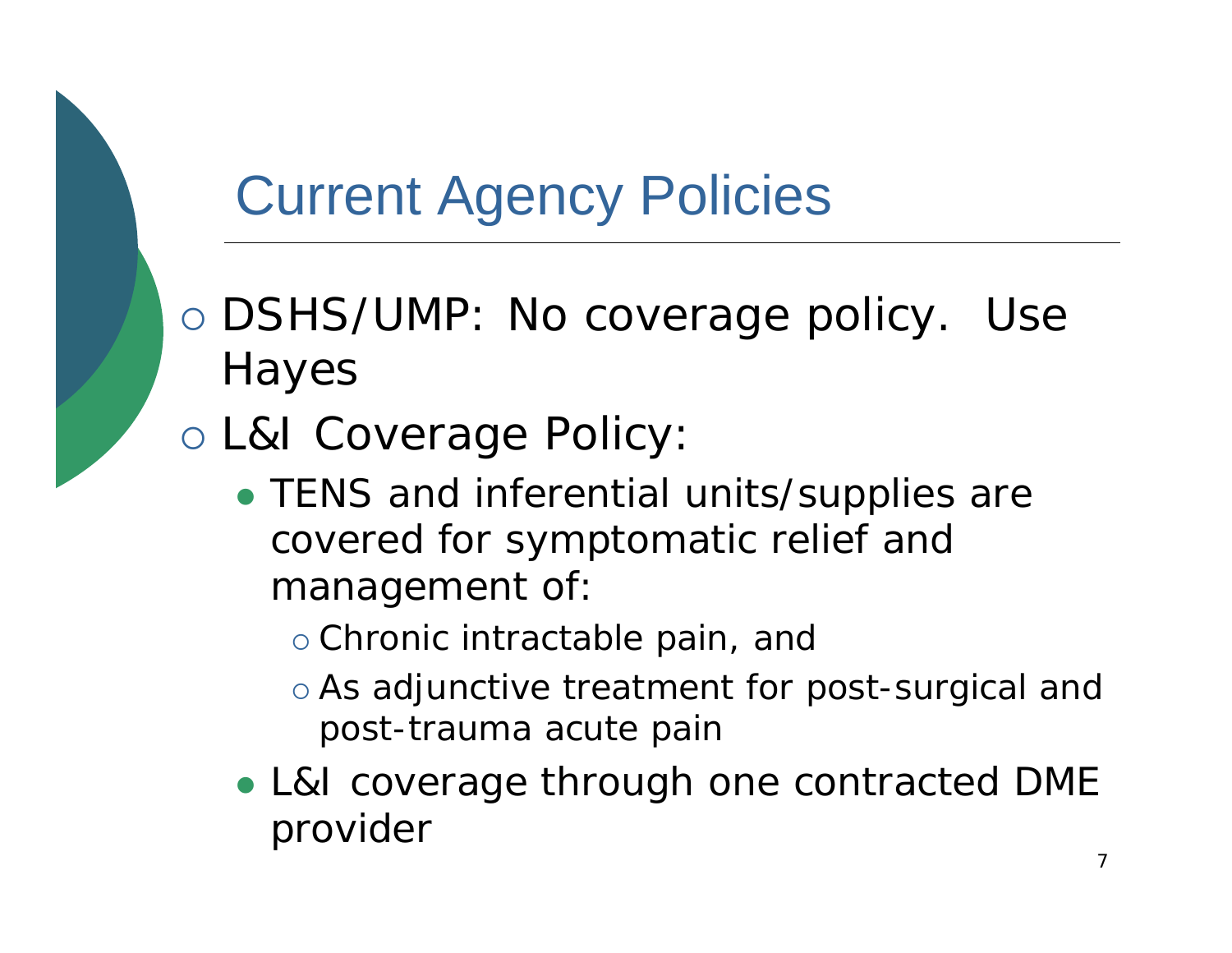# Current Agency Policies

- DSHS/UMP: No coverage policy. Use Hayes
- L&I Coverage Policy:
  - TENS and inferential units/supplies are covered for symptomatic relief and management of:
    - Chronic intractable pain, and
    - As adjunctive treatment for post-surgical and post-trauma acute pain
  - L&I coverage through one contracted DME provider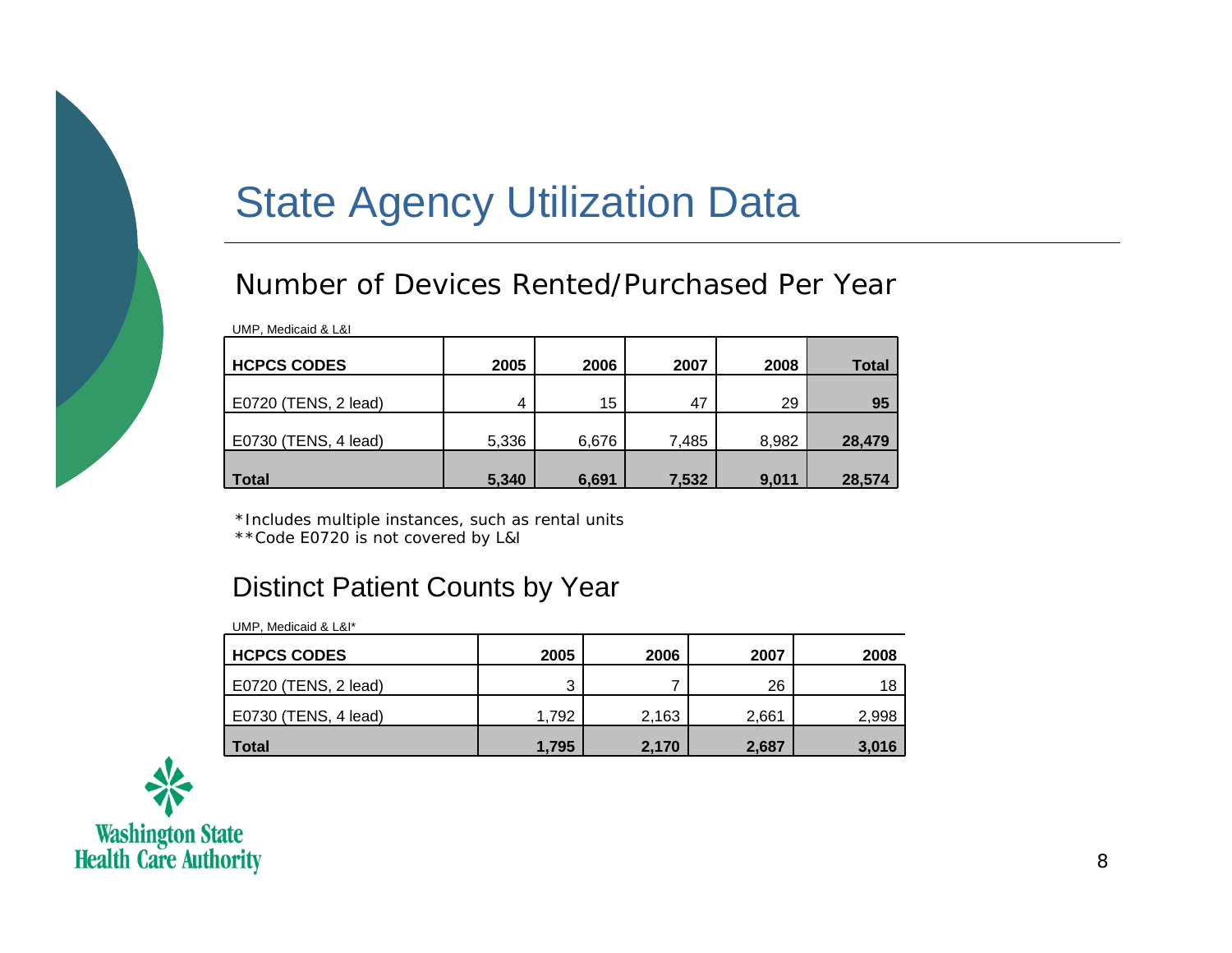# State Agency Utilization Data

## Number of Devices Rented/Purchased Per Year

UMP, Medicaid & L&I

| HCPCS CODES | 2005 | 2006 | 2007 | 2008 | Total |
|---|---|---|---|---|---|
| E0720 (TENS, 2 lead) | 4 | 15 | 47 | 29 | **95** |
| E0730 (TENS, 4 lead) | 5,336 | 6,676 | 7,485 | 8,982 | **28,479** |
| **Total** | **5,340** | **6,691** | **7,532** | **9,011** | **28,574** |

*Includes multiple instances, such as rental units
**Code E0720 is not covered by L&I

## Distinct Patient Counts by Year

UMP, Medicaid & L&I*

| HCPCS CODES | 2005 | 2006 | 2007 | 2008 |
|---|---|---|---|---|
| E0720 (TENS, 2 lead) | 3 | 7 | 26 | 18 |
| E0730 (TENS, 4 lead) | 1,792 | 2,163 | 2,661 | 2,998 |
| **Total** | **1,795** | **2,170** | **2,687** | **3,016** |

Washington State Health Care Authority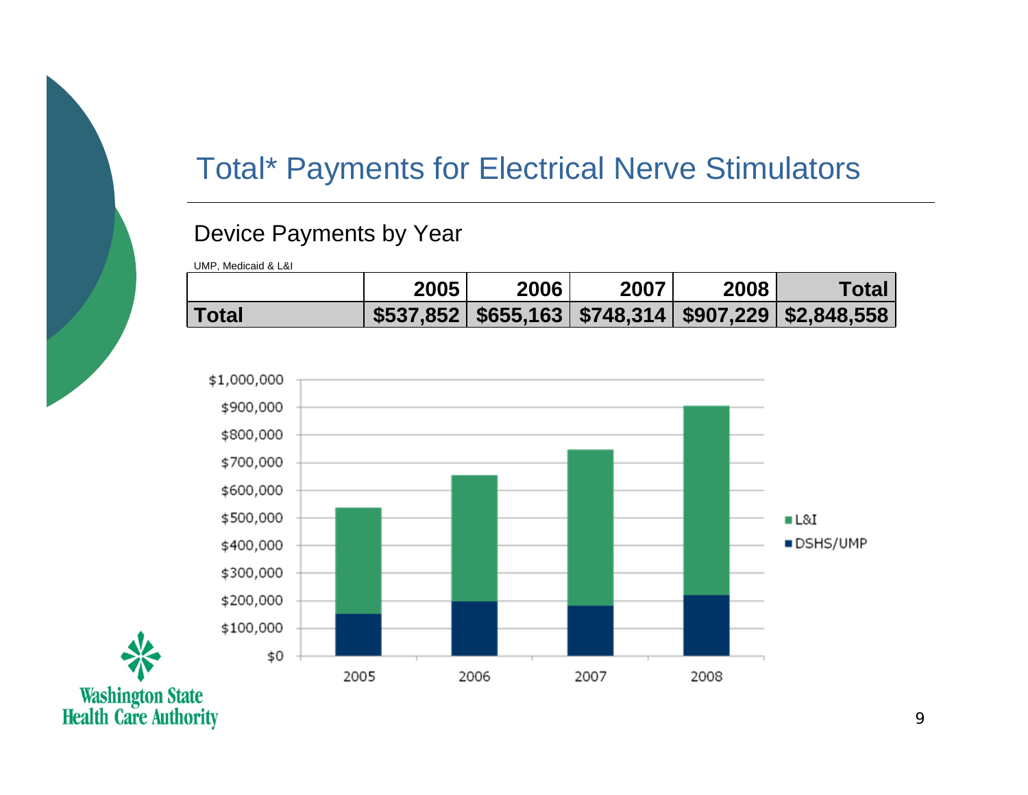# Total* Payments for Electrical Nerve Stimulators

## Device Payments by Year

UMP, Medicaid & L&I

| | 2005 | 2006 | 2007 | 2008 | Total |
|---|---|---|---|---|---|
| **Total** | **$537,852** | **$655,163** | **$748,314** | **$907,229** | **$2,848,558** |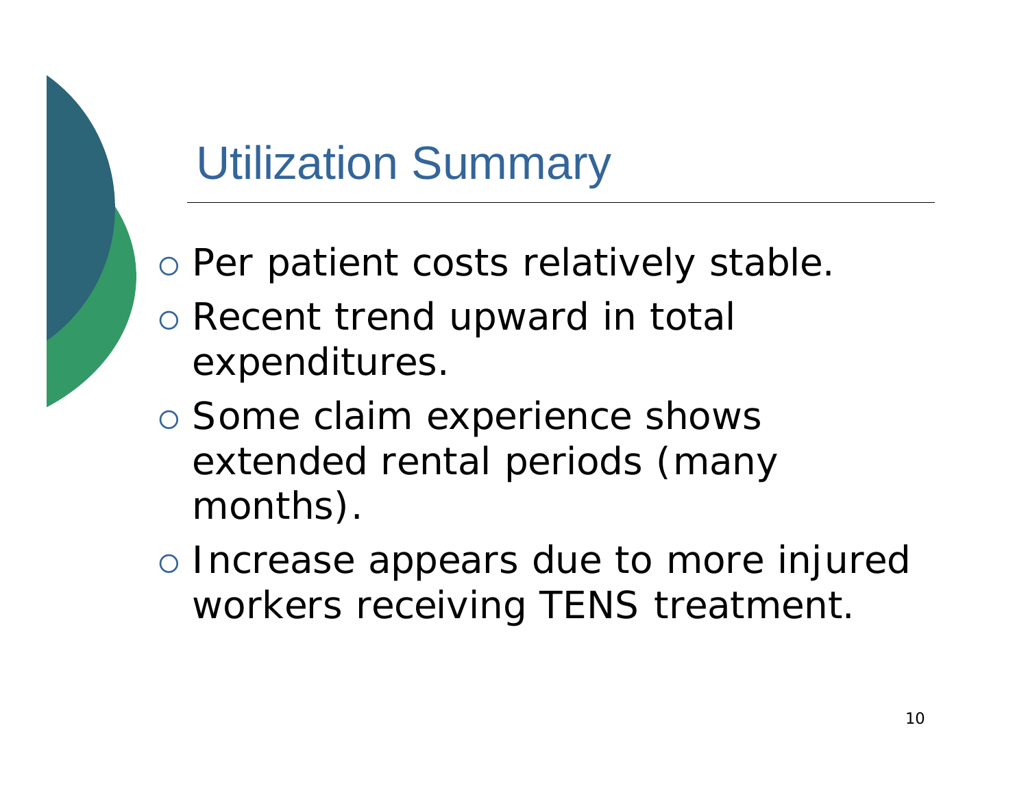# Utilization Summary

- Per patient costs relatively stable.
- Recent trend upward in total expenditures.
- Some claim experience shows extended rental periods (many months).
- Increase appears due to more injured workers receiving TENS treatment.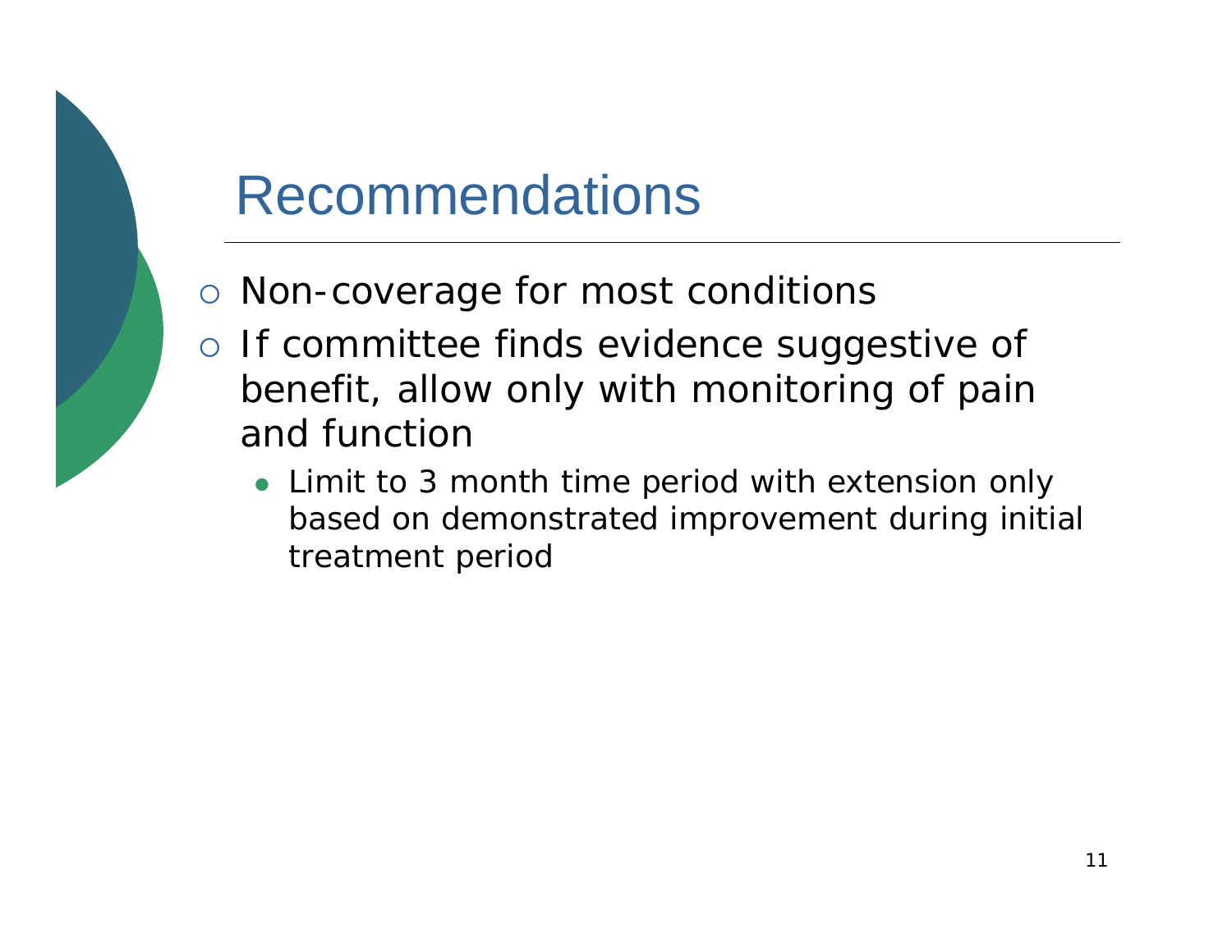# Recommendations

- Non-coverage for most conditions
- If committee finds evidence suggestive of benefit, allow only with monitoring of pain and function
  - Limit to 3 month time period with extension only based on demonstrated improvement during initial treatment period